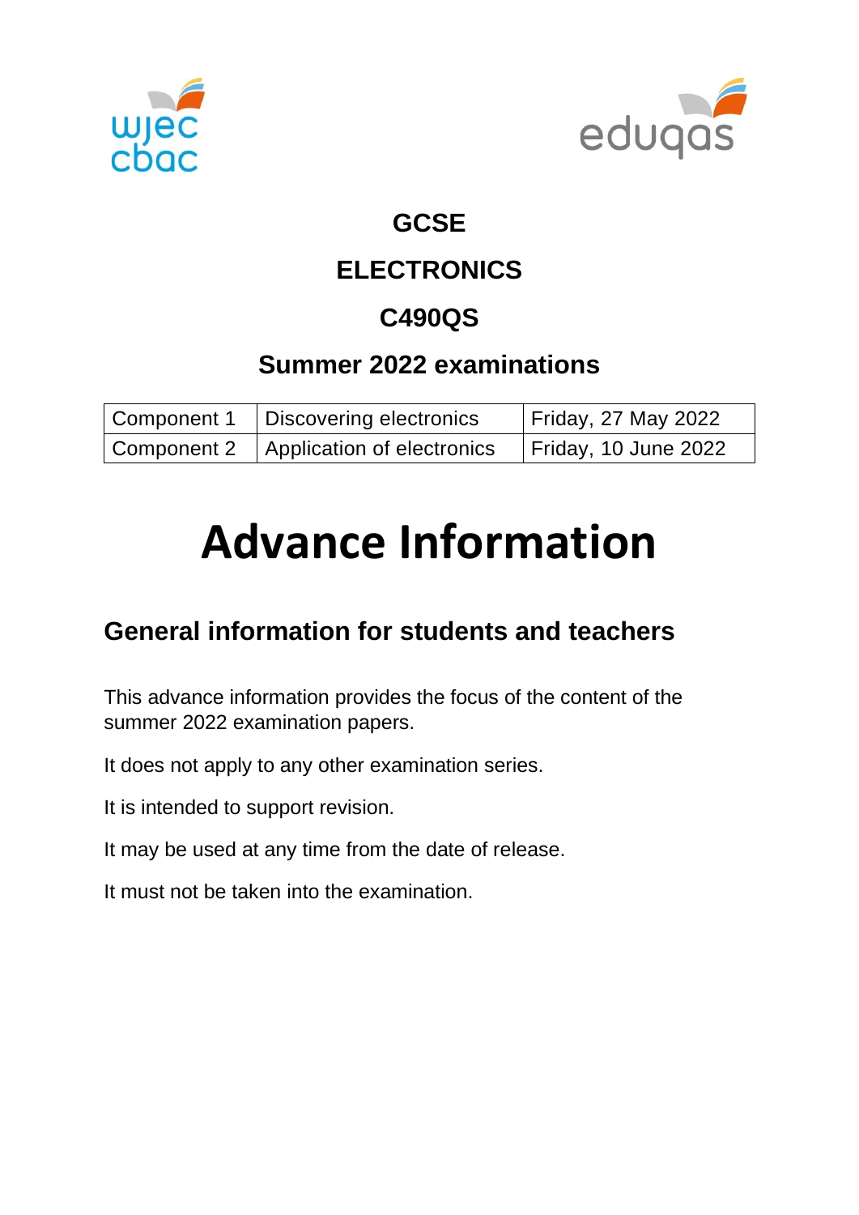# GCSE

# ELECTRONICS

# C490QS

## Summer 2022 examinations

| | | |
|---|---|---|
| Component 1 | Discovering electronics | Friday, 27 May 2022 |
| Component 2 | Application of electronics | Friday, 10 June 2022 |

# Advance Information

## General information for students and teachers

This advance information provides the focus of the content of the summer 2022 examination papers.

It does not apply to any other examination series.

It is intended to support revision.

It may be used at any time from the date of release.

It must not be taken into the examination.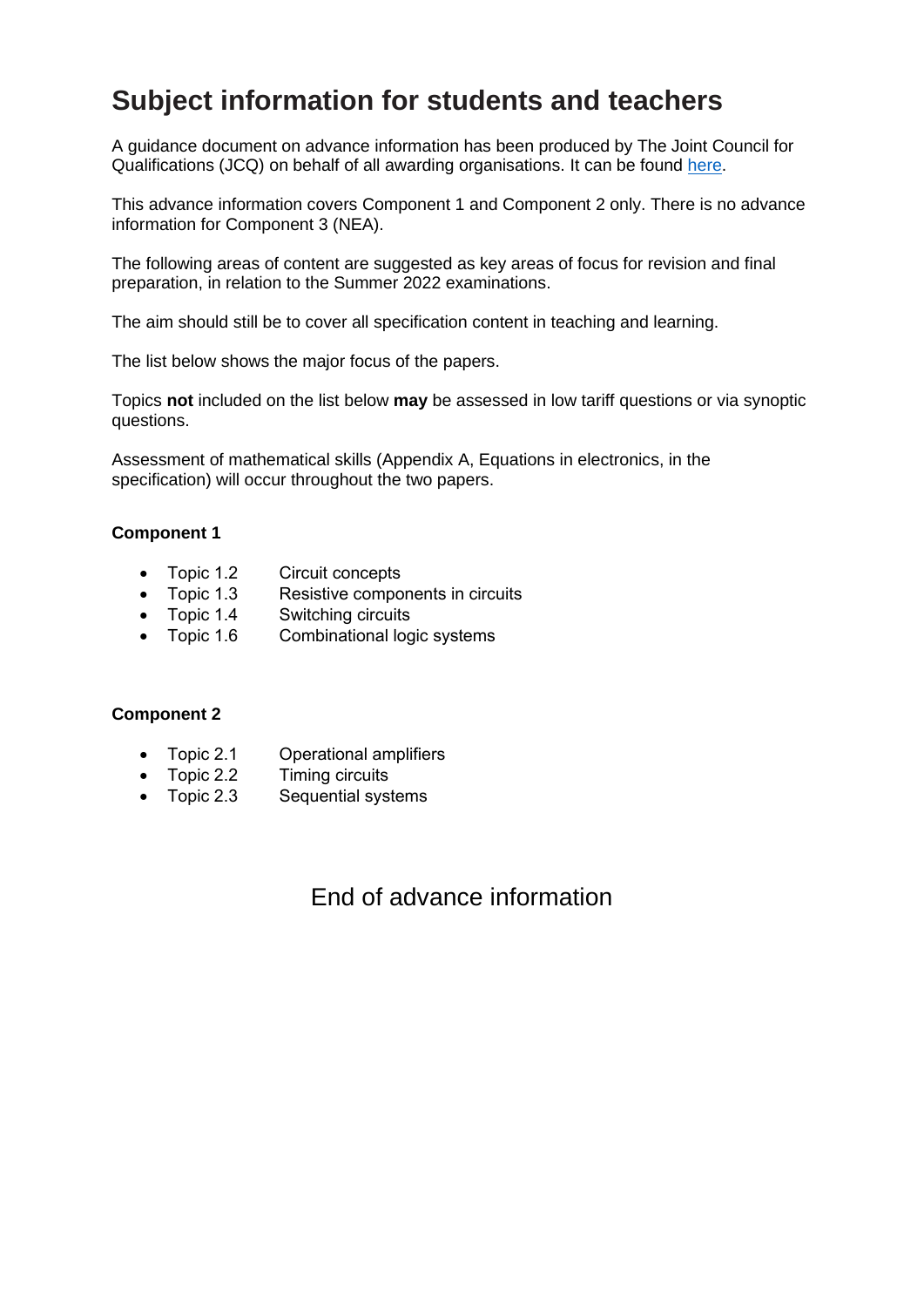# Subject information for students and teachers

A guidance document on advance information has been produced by The Joint Council for Qualifications (JCQ) on behalf of all awarding organisations. It can be found here.

This advance information covers Component 1 and Component 2 only. There is no advance information for Component 3 (NEA).

The following areas of content are suggested as key areas of focus for revision and final preparation, in relation to the Summer 2022 examinations.

The aim should still be to cover all specification content in teaching and learning.

The list below shows the major focus of the papers.

Topics **not** included on the list below **may** be assessed in low tariff questions or via synoptic questions.

Assessment of mathematical skills (Appendix A, Equations in electronics, in the specification) will occur throughout the two papers.

**Component 1**

- Topic 1.2 Circuit concepts
- Topic 1.3 Resistive components in circuits
- Topic 1.4 Switching circuits
- Topic 1.6 Combinational logic systems

**Component 2**

- Topic 2.1 Operational amplifiers
- Topic 2.2 Timing circuits
- Topic 2.3 Sequential systems

End of advance information